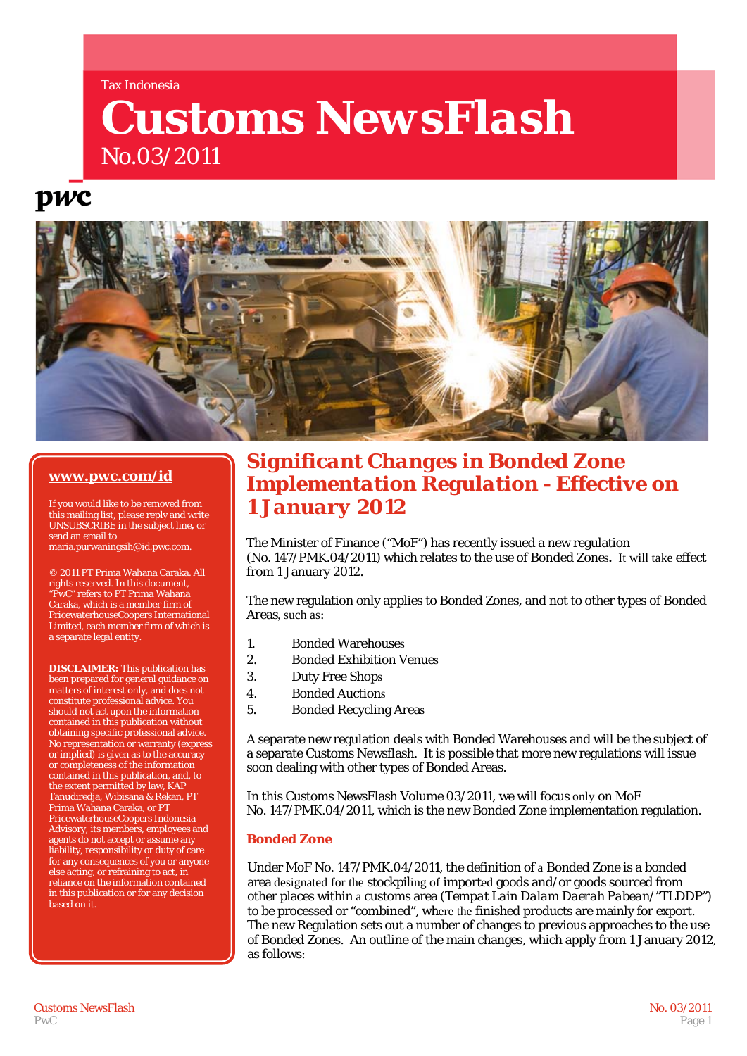Tax Indonesia

# Customs NewsFlash

No.03/2011

pwc

**www.pwc.com/id**

If you would like to be removed from this mailing list, please reply and write UNSUBSCRIBE in the subject line, or send an email to maria.purwaningsih@id.pwc.com.

© 2011 PT Prima Wahana Caraka. All rights reserved. In this document, "PwC" refers to PT Prima Wahana Caraka, which is a member firm of PricewaterhouseCoopers International Limited, each member firm of which is a separate legal entity.

**DISCLAIMER:** This publication has been prepared for general guidance on matters of interest only, and does not constitute professional advice. You should not act upon the information contained in this publication without obtaining specific professional advice. No representation or warranty (express or implied) is given as to the accuracy or completeness of the information contained in this publication, and, to the extent permitted by law, KAP Tanudiredja, Wibisana & Rekan, PT Prima Wahana Caraka, or PT PricewaterhouseCoopers Indonesia Advisory, its members, employees and agents do not accept or assume any liability, responsibility or duty of care for any consequences of you or anyone else acting, or refraining to act, in reliance on the information contained in this publication or for any decision based on it.

## Significant Changes in Bonded Zone Implementation Regulation - Effective on 1 January 2012

The Minister of Finance ("MoF") has recently issued a new regulation (No. 147/PMK.04/2011) which relates to the use of Bonded Zones. It will take effect from 1 January 2012.

The new regulation only applies to Bonded Zones, and not to other types of Bonded Areas, such as:

1. Bonded Warehouses
2. Bonded Exhibition Venues
3. Duty Free Shops
4. Bonded Auctions
5. Bonded Recycling Areas

A separate new regulation deals with Bonded Warehouses and will be the subject of a separate Customs Newsflash. It is possible that more new regulations will issue soon dealing with other types of Bonded Areas.

In this Customs NewsFlash Volume 03/2011, we will focus only on MoF No. 147/PMK.04/2011, which is the new Bonded Zone implementation regulation.

### Bonded Zone

Under MoF No. 147/PMK.04/2011, the definition of a Bonded Zone is a bonded area designated for the stockpiling of imported goods and/or goods sourced from other places within a customs area (*Tempat Lain Dalam Daerah Pabean*/"TLDDP") to be processed or "combined", where the finished products are mainly for export. The new Regulation sets out a number of changes to previous approaches to the use of Bonded Zones. An outline of the main changes, which apply from 1 January 2012, as follows: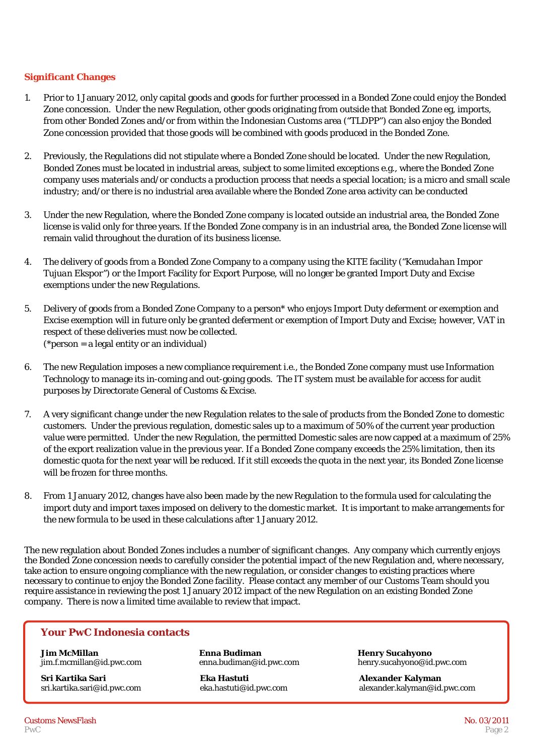## Significant Changes

1. Prior to 1 January 2012, only capital goods and goods for further processed in a Bonded Zone could enjoy the Bonded Zone concession. Under the new Regulation, other goods originating from outside that Bonded Zone eg, imports, from other Bonded Zones and/or from within the Indonesian Customs area ("TLDPP") can also enjoy the Bonded Zone concession provided that those goods will be combined with goods produced in the Bonded Zone.

2. Previously, the Regulations did not stipulate where a Bonded Zone should be located. Under the new Regulation, Bonded Zones must be located in industrial areas, subject to some limited exceptions e.g., where the Bonded Zone company uses materials and/or conducts a production process that needs a special location; is a micro and small scale industry; and/or there is no industrial area available where the Bonded Zone area activity can be conducted

3. Under the new Regulation, where the Bonded Zone company is located outside an industrial area, the Bonded Zone license is valid only for three years. If the Bonded Zone company is in an industrial area, the Bonded Zone license will remain valid throughout the duration of its business license.

4. The delivery of goods from a Bonded Zone Company to a company using the KITE facility ("*Kemudahan Impor Tujuan Ekspor*") or the Import Facility for Export Purpose, will no longer be granted Import Duty and Excise exemptions under the new Regulations.

5. Delivery of goods from a Bonded Zone Company to a person* who enjoys Import Duty deferment or exemption and Excise exemption will in future only be granted deferment or exemption of Import Duty and Excise; however, VAT in respect of these deliveries must now be collected.
(*person = a legal entity or an individual)

6. The new Regulation imposes a new compliance requirement i.e., the Bonded Zone company must use Information Technology to manage its in-coming and out-going goods. The IT system must be available for access for audit purposes by Directorate General of Customs & Excise.

7. A very significant change under the new Regulation relates to the sale of products from the Bonded Zone to domestic customers. Under the previous regulation, domestic sales up to a maximum of 50% of the current year production value were permitted. Under the new Regulation, the permitted Domestic sales are now capped at a maximum of 25% of the export realization value in the previous year. If a Bonded Zone company exceeds the 25% limitation, then its domestic quota for the next year will be reduced. If it still exceeds the quota in the next year, its Bonded Zone license will be frozen for three months.

8. From 1 January 2012, changes have also been made by the new Regulation to the formula used for calculating the import duty and import taxes imposed on delivery to the domestic market. It is important to make arrangements for the new formula to be used in these calculations after 1 January 2012.

The new regulation about Bonded Zones includes a number of significant changes. Any company which currently enjoys the Bonded Zone concession needs to carefully consider the potential impact of the new Regulation and, where necessary, take action to ensure ongoing compliance with the new regulation, or consider changes to existing practices where necessary to continue to enjoy the Bonded Zone facility. Please contact any member of our Customs Team should you require assistance in reviewing the post 1 January 2012 impact of the new Regulation on an existing Bonded Zone company. There is now a limited time available to review that impact.

### Your PwC Indonesia contacts

**Jim McMillan**
jim.f.mcmillan@id.pwc.com

**Sri Kartika Sari**
sri.kartika.sari@id.pwc.com

**Enna Budiman**
enna.budiman@id.pwc.com

**Eka Hastuti**
eka.hastuti@id.pwc.com

**Henry Sucahyono**
henry.sucahyono@id.pwc.com

**Alexander Kalyman**
alexander.kalyman@id.pwc.com